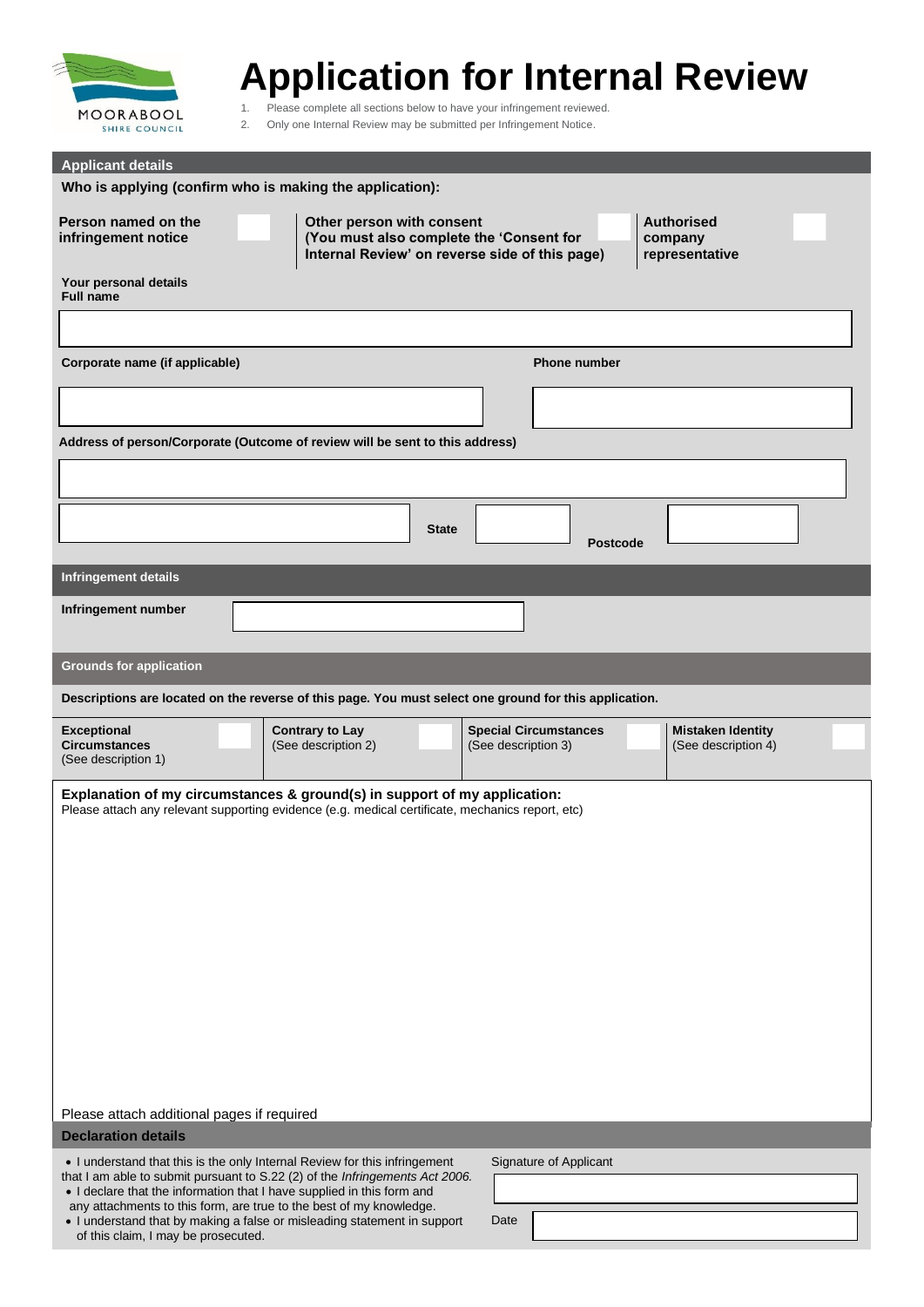MOORABOOL SHIRE COUNCIL

# Application for Internal Review

1. Please complete all sections below to have your infringement reviewed.
2. Only one Internal Review may be submitted per Infringement Notice.

## Applicant details

**Who is applying (confirm who is making the application):**

| **Person named on the infringement notice** | | **Other person with consent (You must also complete the 'Consent for Internal Review' on reverse side of this page)** | | **Authorised company representative** | |
|---|---|---|---|---|---|

**Your personal details**
**Full name**

| |
|---|

| **Corporate name (if applicable)** | **Phone number** |
|---|---|
| | |

**Address of person/Corporate (Outcome of review will be sent to this address)**

| |
|---|

| | **State** | | **Postcode** | |
|---|---|---|---|---|

## Infringement details

| **Infringement number** | |
|---|---|

## Grounds for application

**Descriptions are located on the reverse of this page. You must select one ground for this application.**

| **Exceptional Circumstances** (See description 1) | | **Contrary to Lay** (See description 2) | | **Special Circumstances** (See description 3) | | **Mistaken Identity** (See description 4) | |
|---|---|---|---|---|---|---|---|

**Explanation of my circumstances & ground(s) in support of my application:**
Please attach any relevant supporting evidence (e.g. medical certificate, mechanics report, etc)

Please attach additional pages if required

## Declaration details

- I understand that this is the only Internal Review for this infringement that I am able to submit pursuant to S.22 (2) of the *Infringements Act 2006.*
- I declare that the information that I have supplied in this form and any attachments to this form, are true to the best of my knowledge.
- I understand that by making a false or misleading statement in support of this claim, I may be prosecuted.

Signature of Applicant

Date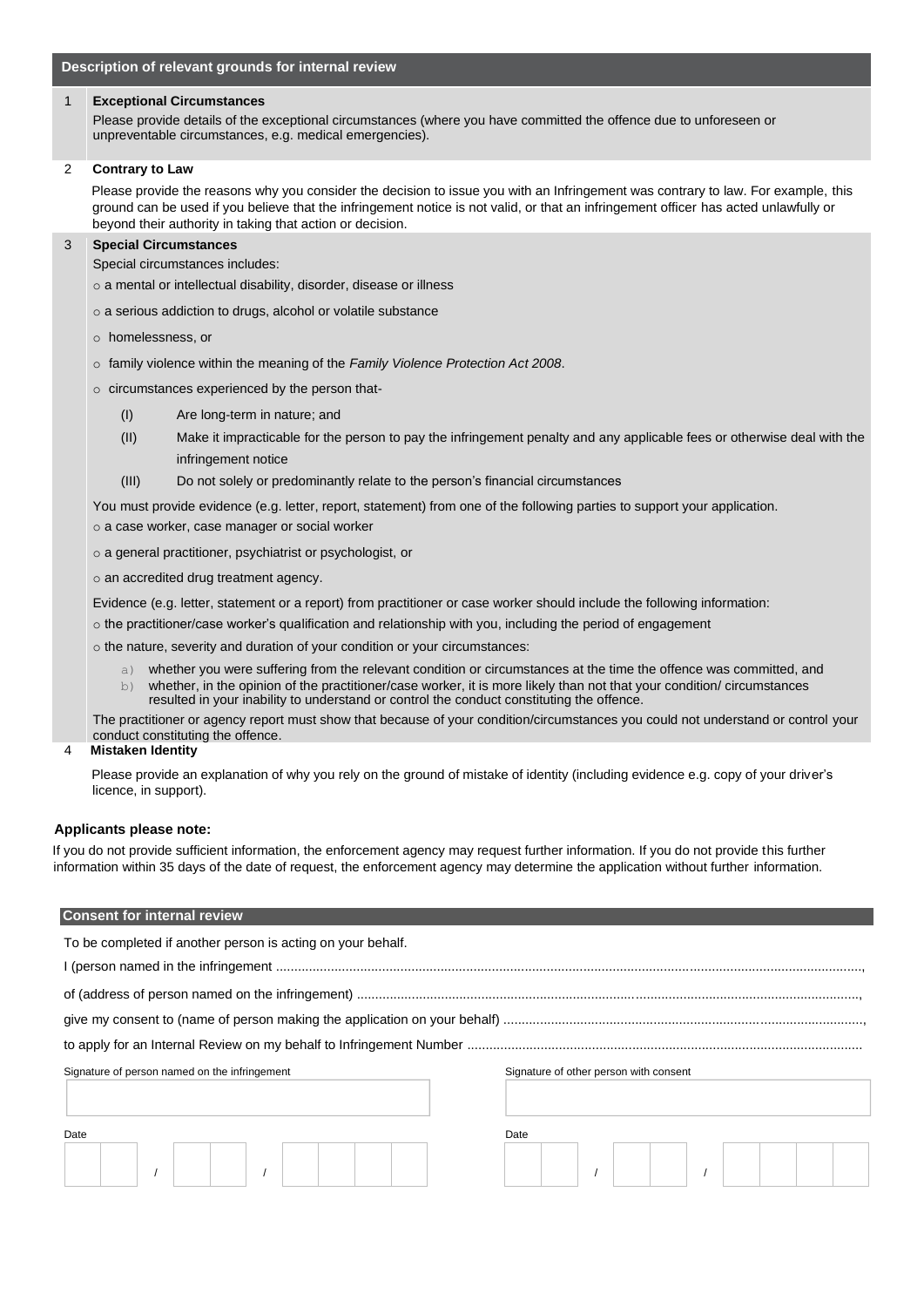## Description of relevant grounds for internal review

**1 Exceptional Circumstances**

Please provide details of the exceptional circumstances (where you have committed the offence due to unforeseen or unpreventable circumstances, e.g. medical emergencies).

**2 Contrary to Law**

Please provide the reasons why you consider the decision to issue you with an Infringement was contrary to law. For example, this ground can be used if you believe that the infringement notice is not valid, or that an infringement officer has acted unlawfully or beyond their authority in taking that action or decision.

**3 Special Circumstances**

Special circumstances includes:

- a mental or intellectual disability, disorder, disease or illness
- a serious addiction to drugs, alcohol or volatile substance
- homelessness, or
- family violence within the meaning of the *Family Violence Protection Act 2008*.
- circumstances experienced by the person that-
  - (I) Are long-term in nature; and
  - (II) Make it impracticable for the person to pay the infringement penalty and any applicable fees or otherwise deal with the infringement notice
  - (III) Do not solely or predominantly relate to the person's financial circumstances

You must provide evidence (e.g. letter, report, statement) from one of the following parties to support your application.

- a case worker, case manager or social worker
- a general practitioner, psychiatrist or psychologist, or
- an accredited drug treatment agency.

Evidence (e.g. letter, statement or a report) from practitioner or case worker should include the following information:

- the practitioner/case worker's qualification and relationship with you, including the period of engagement
- the nature, severity and duration of your condition or your circumstances:
  - a) whether you were suffering from the relevant condition or circumstances at the time the offence was committed, and
  - b) whether, in the opinion of the practitioner/case worker, it is more likely than not that your condition/ circumstances resulted in your inability to understand or control the conduct constituting the offence.

The practitioner or agency report must show that because of your condition/circumstances you could not understand or control your conduct constituting the offence.

**4 Mistaken Identity**

Please provide an explanation of why you rely on the ground of mistake of identity (including evidence e.g. copy of your driver's licence, in support).

**Applicants please note:**

If you do not provide sufficient information, the enforcement agency may request further information. If you do not provide this further information within 35 days of the date of request, the enforcement agency may determine the application without further information.

## Consent for internal review

To be completed if another person is acting on your behalf.

I (person named in the infringement ..........................................................................................................................................,

of (address of person named on the infringement) ..........................................................................................................................,

give my consent to (name of person making the application on your behalf) ....................................................................................,

to apply for an Internal Review on my behalf to Infringement Number ..............................................................................................

Signature of person named on the infringement

Signature of other person with consent

Date __ __ / __ __ / __ __ __ __

Date __ __ / __ __ / __ __ __ __